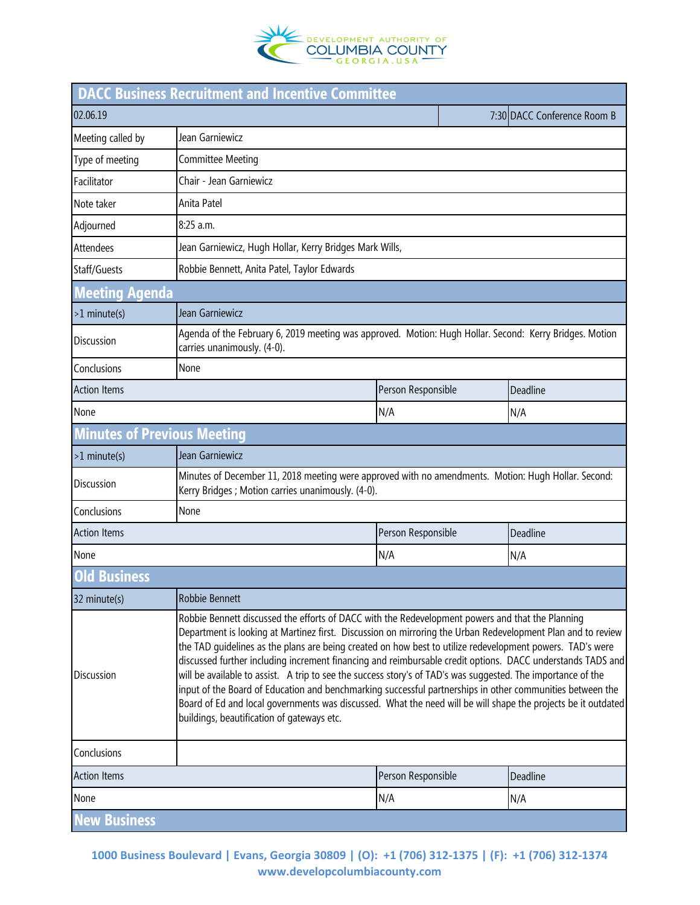# DACC Business Recruitment and Incentive Committee

| 02.06.19 | | 7:30 | DACC Conference Room B |
|---|---|---|---|
| Meeting called by | Jean Garniewicz | | |
| Type of meeting | Committee Meeting | | |
| Facilitator | Chair - Jean Garniewicz | | |
| Note taker | Anita Patel | | |
| Adjourned | 8:25 a.m. | | |
| Attendees | Jean Garniewicz, Hugh Hollar, Kerry Bridges Mark Wills, | | |
| Staff/Guests | Robbie Bennett, Anita Patel, Taylor Edwards | | |

## Meeting Agenda

| >1 minute(s) | Jean Garniewicz | |
|---|---|---|
| Discussion | Agenda of the February 6, 2019 meeting was approved. Motion: Hugh Hollar. Second: Kerry Bridges. Motion carries unanimously. (4-0). | |
| Conclusions | None | |
| **Action Items** | **Person Responsible** | **Deadline** |
| None | N/A | N/A |

## Minutes of Previous Meeting

| >1 minute(s) | Jean Garniewicz | |
|---|---|---|
| Discussion | Minutes of December 11, 2018 meeting were approved with no amendments. Motion: Hugh Hollar. Second: Kerry Bridges ; Motion carries unanimously. (4-0). | |
| Conclusions | None | |
| **Action Items** | **Person Responsible** | **Deadline** |
| None | N/A | N/A |

## Old Business

| 32 minute(s) | Robbie Bennett | |
|---|---|---|
| Discussion | Robbie Bennett discussed the efforts of DACC with the Redevelopment powers and that the Planning Department is looking at Martinez first. Discussion on mirroring the Urban Redevelopment Plan and to review the TAD guidelines as the plans are being created on how best to utilize redevelopment powers. TAD's were discussed further including increment financing and reimbursable credit options. DACC understands TADS and will be available to assist. A trip to see the success story's of TAD's was suggested. The importance of the input of the Board of Education and benchmarking successful partnerships in other communities between the Board of Ed and local governments was discussed. What the need will be will shape the projects be it outdated buildings, beautification of gateways etc. | |
| Conclusions | | |
| **Action Items** | **Person Responsible** | **Deadline** |
| None | N/A | N/A |

## New Business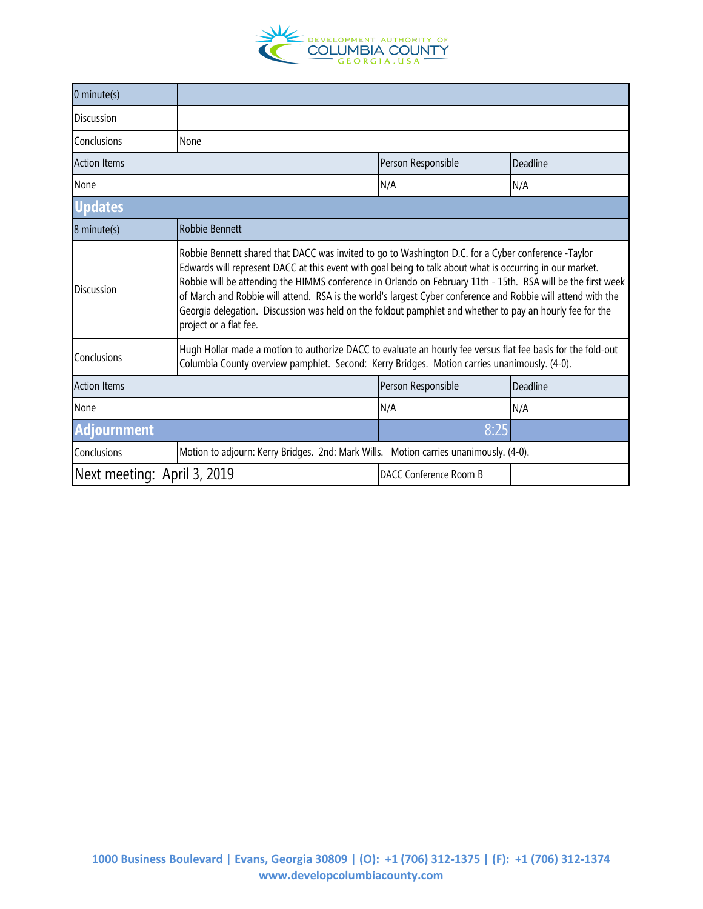| | | | |
|---|---|---|---|
| 0 minute(s) | | | |
| Discussion | | | |
| Conclusions | None | | |
| Action Items | | Person Responsible | Deadline |
| None | | N/A | N/A |
| **Updates** | | | |
| 8 minute(s) | Robbie Bennett | | |
| Discussion | Robbie Bennett shared that DACC was invited to go to Washington D.C. for a Cyber conference -Taylor Edwards will represent DACC at this event with goal being to talk about what is occurring in our market. Robbie will be attending the HIMMS conference in Orlando on February 11th - 15th. RSA will be the first week of March and Robbie will attend. RSA is the world's largest Cyber conference and Robbie will attend with the Georgia delegation. Discussion was held on the foldout pamphlet and whether to pay an hourly fee for the project or a flat fee. | | |
| Conclusions | Hugh Hollar made a motion to authorize DACC to evaluate an hourly fee versus flat fee basis for the fold-out Columbia County overview pamphlet. Second: Kerry Bridges. Motion carries unanimously. (4-0). | | |
| Action Items | | Person Responsible | Deadline |
| None | | N/A | N/A |
| **Adjournment** | | 8:25 | |
| Conclusions | Motion to adjourn: Kerry Bridges. 2nd: Mark Wills. Motion carries unanimously. (4-0). | | |
| Next meeting: April 3, 2019 | | DACC Conference Room B | |

**1000 Business Boulevard | Evans, Georgia 30809 | (O): +1 (706) 312-1375 | (F): +1 (706) 312-1374**
**www.developcolumbiacounty.com**